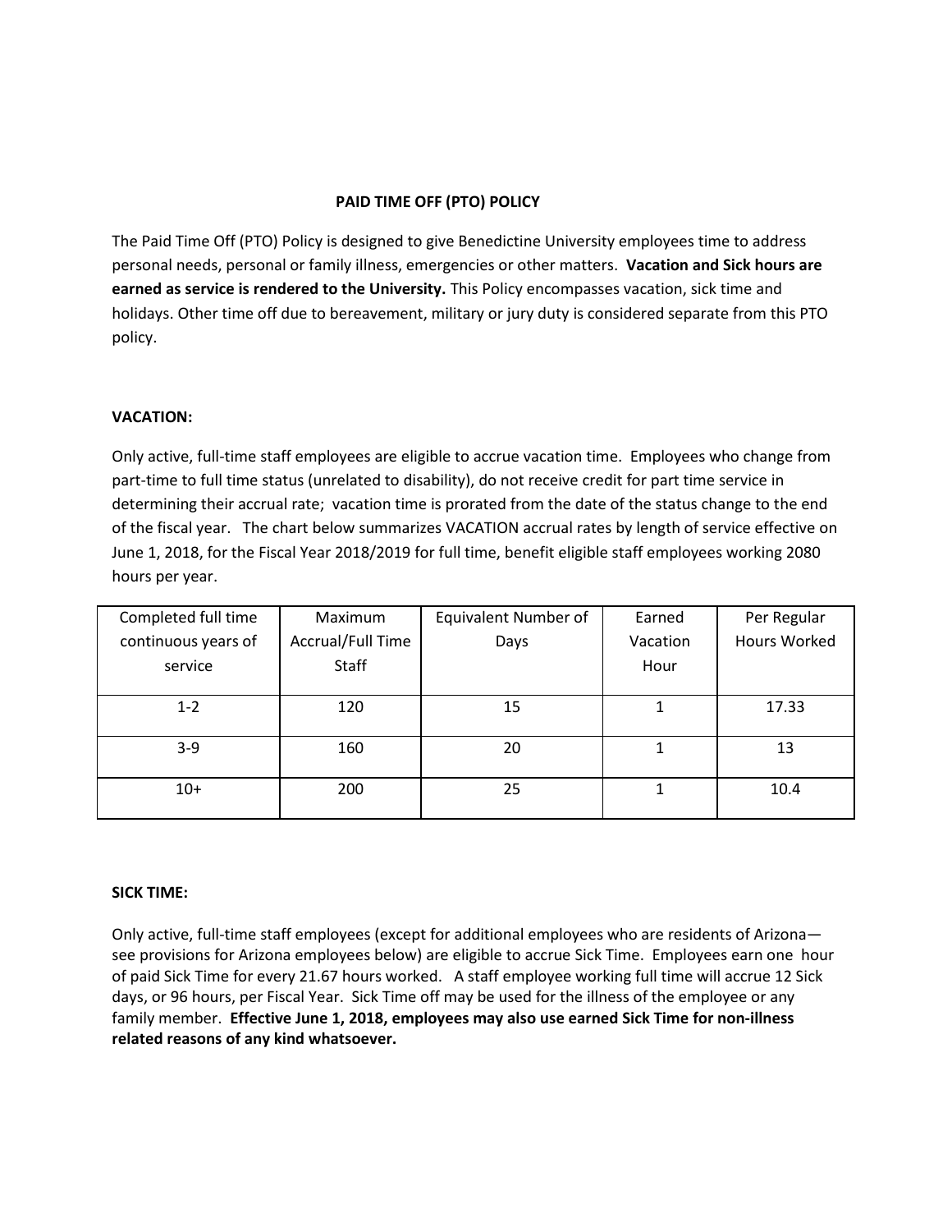# PAID TIME OFF (PTO) POLICY

The Paid Time Off (PTO) Policy is designed to give Benedictine University employees time to address personal needs, personal or family illness, emergencies or other matters. **Vacation and Sick hours are earned as service is rendered to the University.** This Policy encompasses vacation, sick time and holidays. Other time off due to bereavement, military or jury duty is considered separate from this PTO policy.

## VACATION:

Only active, full-time staff employees are eligible to accrue vacation time. Employees who change from part-time to full time status (unrelated to disability), do not receive credit for part time service in determining their accrual rate; vacation time is prorated from the date of the status change to the end of the fiscal year. The chart below summarizes VACATION accrual rates by length of service effective on June 1, 2018, for the Fiscal Year 2018/2019 for full time, benefit eligible staff employees working 2080 hours per year.

| Completed full time continuous years of service | Maximum Accrual/Full Time Staff | Equivalent Number of Days | Earned Vacation Hour | Per Regular Hours Worked |
|---|---|---|---|---|
| 1-2 | 120 | 15 | 1 | 17.33 |
| 3-9 | 160 | 20 | 1 | 13 |
| 10+ | 200 | 25 | 1 | 10.4 |

## SICK TIME:

Only active, full-time staff employees (except for additional employees who are residents of Arizona—see provisions for Arizona employees below) are eligible to accrue Sick Time. Employees earn one hour of paid Sick Time for every 21.67 hours worked. A staff employee working full time will accrue 12 Sick days, or 96 hours, per Fiscal Year. Sick Time off may be used for the illness of the employee or any family member. **Effective June 1, 2018, employees may also use earned Sick Time for non-illness related reasons of any kind whatsoever.**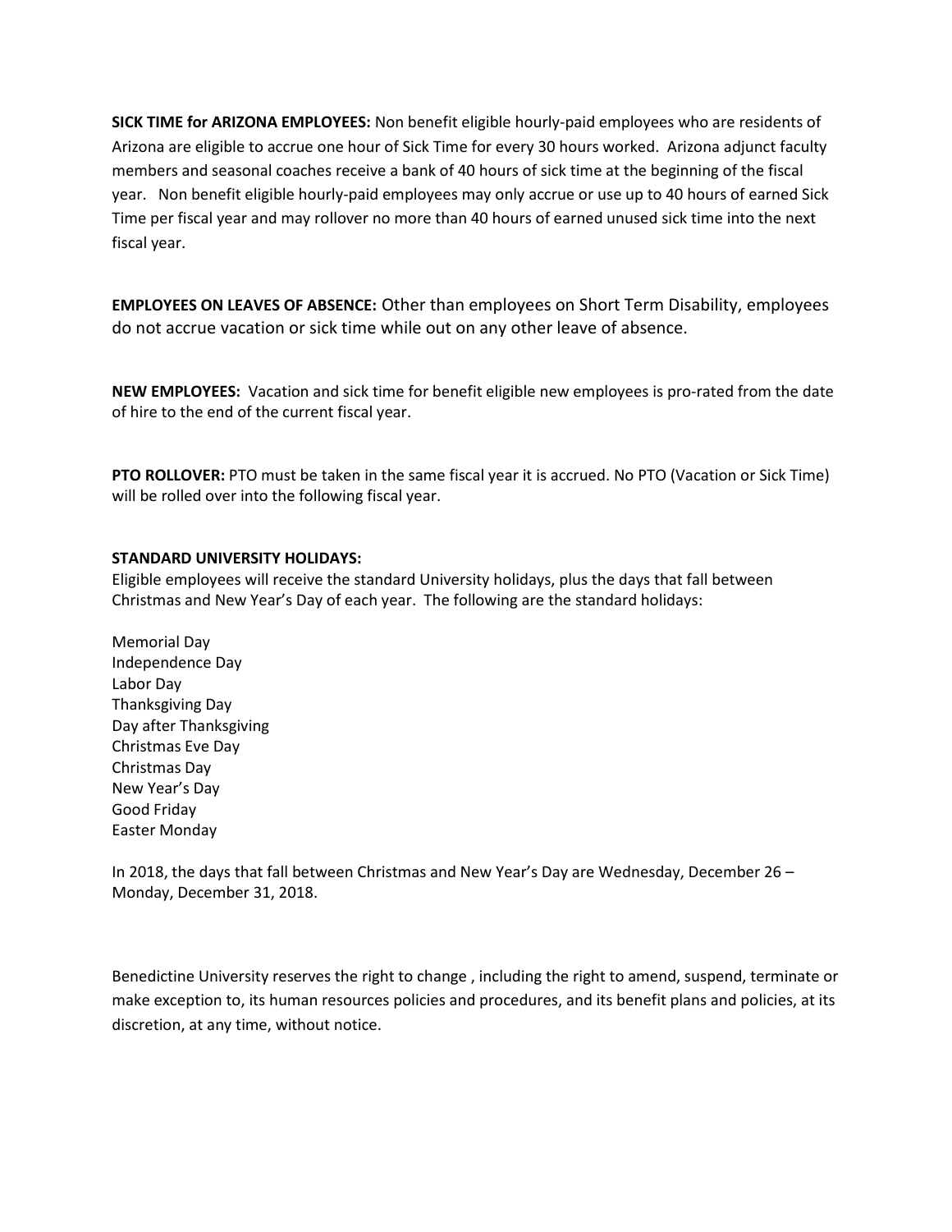**SICK TIME for ARIZONA EMPLOYEES:** Non benefit eligible hourly-paid employees who are residents of Arizona are eligible to accrue one hour of Sick Time for every 30 hours worked. Arizona adjunct faculty members and seasonal coaches receive a bank of 40 hours of sick time at the beginning of the fiscal year. Non benefit eligible hourly-paid employees may only accrue or use up to 40 hours of earned Sick Time per fiscal year and may rollover no more than 40 hours of earned unused sick time into the next fiscal year.

**EMPLOYEES ON LEAVES OF ABSENCE:** Other than employees on Short Term Disability, employees do not accrue vacation or sick time while out on any other leave of absence.

**NEW EMPLOYEES:** Vacation and sick time for benefit eligible new employees is pro-rated from the date of hire to the end of the current fiscal year.

**PTO ROLLOVER:** PTO must be taken in the same fiscal year it is accrued. No PTO (Vacation or Sick Time) will be rolled over into the following fiscal year.

**STANDARD UNIVERSITY HOLIDAYS:**

Eligible employees will receive the standard University holidays, plus the days that fall between Christmas and New Year's Day of each year. The following are the standard holidays:

Memorial Day
Independence Day
Labor Day
Thanksgiving Day
Day after Thanksgiving
Christmas Eve Day
Christmas Day
New Year's Day
Good Friday
Easter Monday

In 2018, the days that fall between Christmas and New Year's Day are Wednesday, December 26 – Monday, December 31, 2018.

Benedictine University reserves the right to change , including the right to amend, suspend, terminate or make exception to, its human resources policies and procedures, and its benefit plans and policies, at its discretion, at any time, without notice.